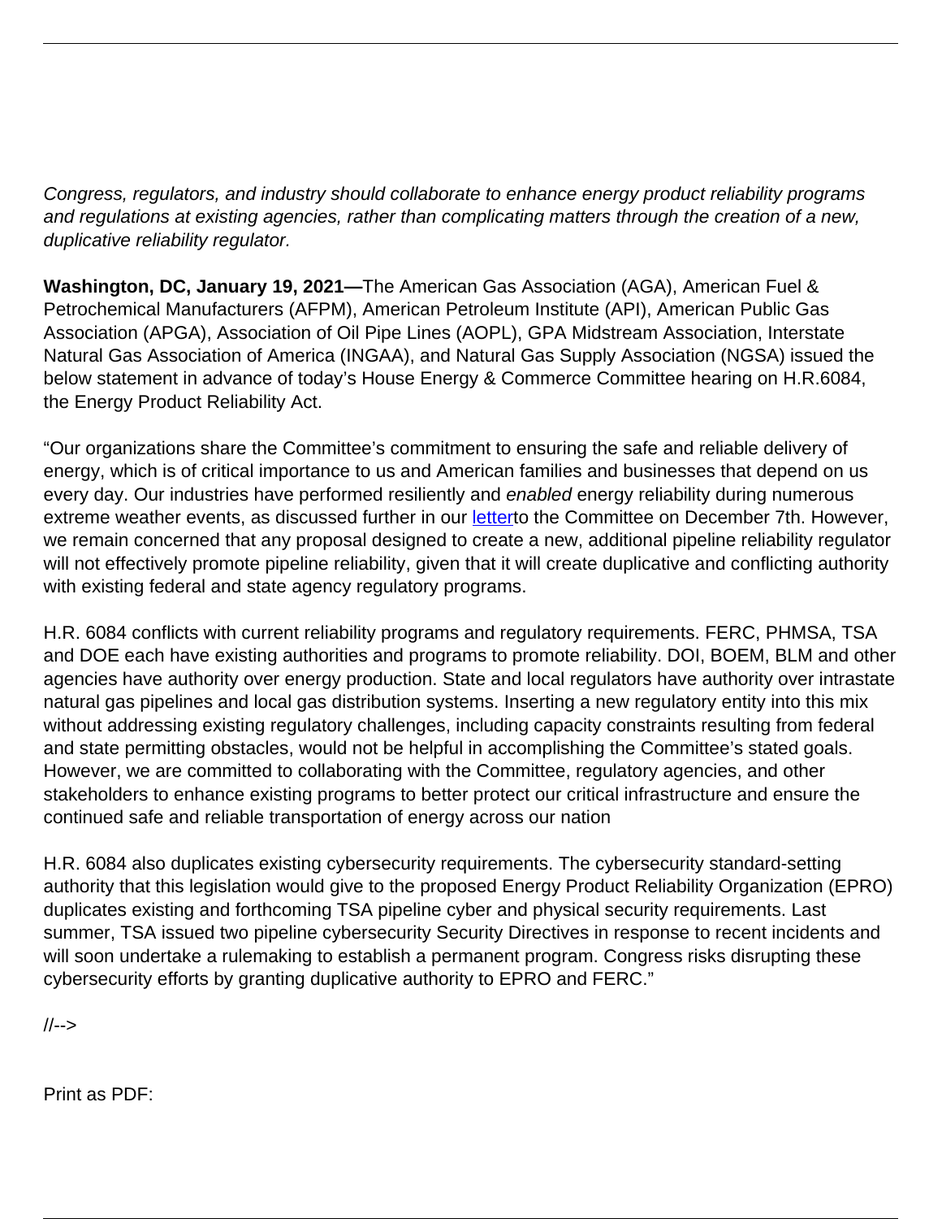*Congress, regulators, and industry should collaborate to enhance energy product reliability programs and regulations at existing agencies, rather than complicating matters through the creation of a new, duplicative reliability regulator.*

**Washington, DC, January 19, 2021—**The American Gas Association (AGA), American Fuel & Petrochemical Manufacturers (AFPM), American Petroleum Institute (API), American Public Gas Association (APGA), Association of Oil Pipe Lines (AOPL), GPA Midstream Association, Interstate Natural Gas Association of America (INGAA), and Natural Gas Supply Association (NGSA) issued the below statement in advance of today's House Energy & Commerce Committee hearing on H.R.6084, the Energy Product Reliability Act.

"Our organizations share the Committee's commitment to ensuring the safe and reliable delivery of energy, which is of critical importance to us and American families and businesses that depend on us every day. Our industries have performed resiliently and *enabled* energy reliability during numerous extreme weather events, as discussed further in our letterto the Committee on December 7th. However, we remain concerned that any proposal designed to create a new, additional pipeline reliability regulator will not effectively promote pipeline reliability, given that it will create duplicative and conflicting authority with existing federal and state agency regulatory programs.

H.R. 6084 conflicts with current reliability programs and regulatory requirements. FERC, PHMSA, TSA and DOE each have existing authorities and programs to promote reliability. DOI, BOEM, BLM and other agencies have authority over energy production. State and local regulators have authority over intrastate natural gas pipelines and local gas distribution systems. Inserting a new regulatory entity into this mix without addressing existing regulatory challenges, including capacity constraints resulting from federal and state permitting obstacles, would not be helpful in accomplishing the Committee's stated goals. However, we are committed to collaborating with the Committee, regulatory agencies, and other stakeholders to enhance existing programs to better protect our critical infrastructure and ensure the continued safe and reliable transportation of energy across our nation

H.R. 6084 also duplicates existing cybersecurity requirements. The cybersecurity standard-setting authority that this legislation would give to the proposed Energy Product Reliability Organization (EPRO) duplicates existing and forthcoming TSA pipeline cyber and physical security requirements. Last summer, TSA issued two pipeline cybersecurity Security Directives in response to recent incidents and will soon undertake a rulemaking to establish a permanent program. Congress risks disrupting these cybersecurity efforts by granting duplicative authority to EPRO and FERC."

//-->

Print as PDF: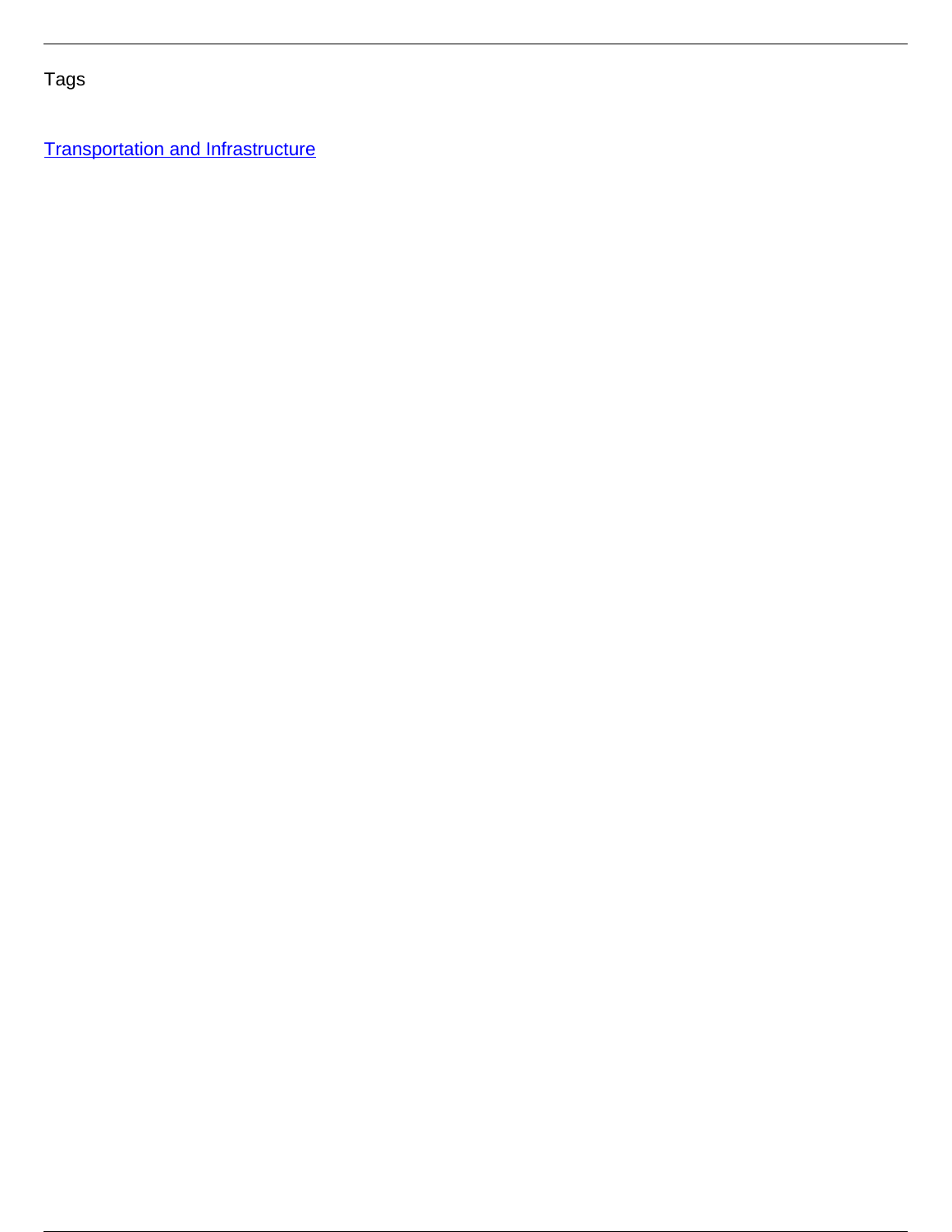Tags

[Transportation and Infrastructure]